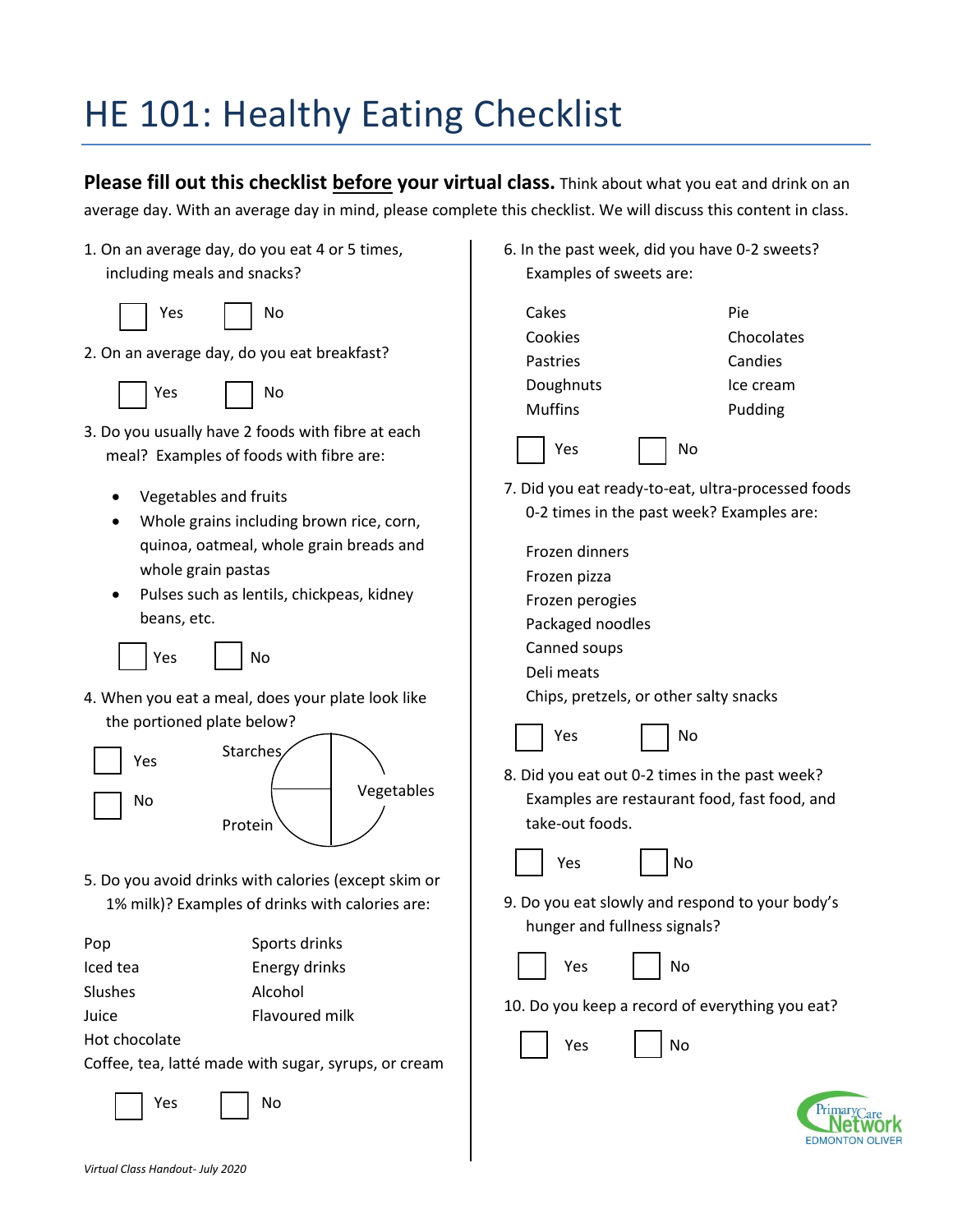# HE 101: Healthy Eating Checklist

**Please fill out this checklist __before__ your virtual class.** Think about what you eat and drink on an average day. With an average day in mind, please complete this checklist. We will discuss this content in class.

1. On an average day, do you eat 4 or 5 times, including meals and snacks?

   ☐ Yes ☐ No

2. On an average day, do you eat breakfast?

   ☐ Yes ☐ No

3. Do you usually have 2 foods with fibre at each meal? Examples of foods with fibre are:

   - Vegetables and fruits
   - Whole grains including brown rice, corn, quinoa, oatmeal, whole grain breads and whole grain pastas
   - Pulses such as lentils, chickpeas, kidney beans, etc.

   ☐ Yes ☐ No

4. When you eat a meal, does your plate look like the portioned plate below?

   ☐ Yes ☐ No

   Starches | Vegetables | Protein

5. Do you avoid drinks with calories (except skim or 1% milk)? Examples of drinks with calories are:

   | | |
   |---|---|
   | Pop | Sports drinks |
   | Iced tea | Energy drinks |
   | Slushes | Alcohol |
   | Juice | Flavoured milk |
   | Hot chocolate | |

   Coffee, tea, latté made with sugar, syrups, or cream

   ☐ Yes ☐ No

6. In the past week, did you have 0-2 sweets? Examples of sweets are:

   | | |
   |---|---|
   | Cakes | Pie |
   | Cookies | Chocolates |
   | Pastries | Candies |
   | Doughnuts | Ice cream |
   | Muffins | Pudding |

   ☐ Yes ☐ No

7. Did you eat ready-to-eat, ultra-processed foods 0-2 times in the past week? Examples are:

   Frozen dinners
   Frozen pizza
   Frozen perogies
   Packaged noodles
   Canned soups
   Deli meats
   Chips, pretzels, or other salty snacks

   ☐ Yes ☐ No

8. Did you eat out 0-2 times in the past week? Examples are restaurant food, fast food, and take-out foods.

   ☐ Yes ☐ No

9. Do you eat slowly and respond to your body's hunger and fullness signals?

   ☐ Yes ☐ No

10. Do you keep a record of everything you eat?

    ☐ Yes ☐ No

PrimaryCare Network
EDMONTON OLIVER

*Virtual Class Handout- July 2020*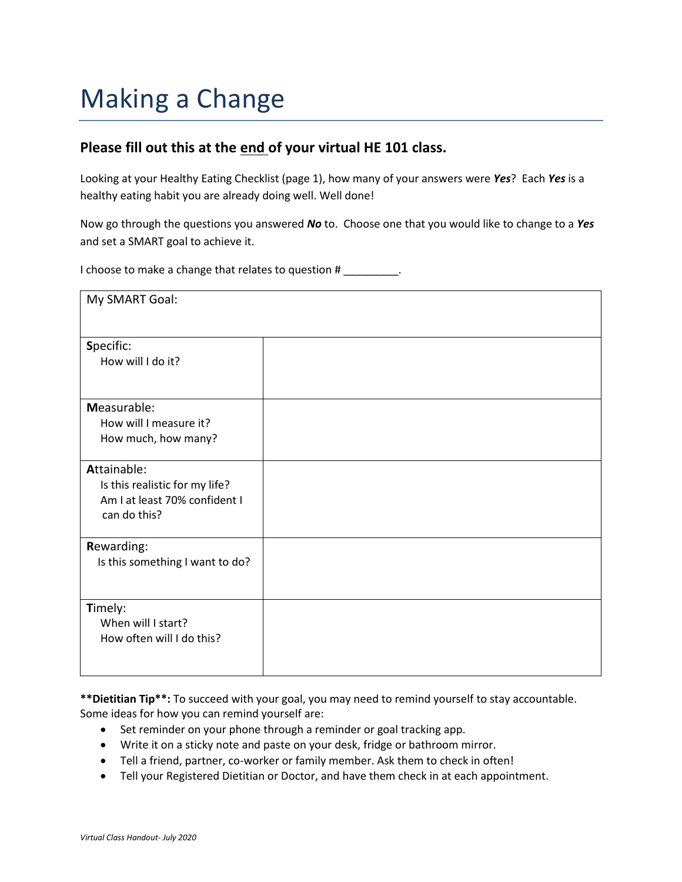# Making a Change

### Please fill out this at the <u>end</u> of your virtual HE 101 class.

Looking at your Healthy Eating Checklist (page 1), how many of your answers were ***Yes***? Each ***Yes*** is a healthy eating habit you are already doing well. Well done!

Now go through the questions you answered ***No*** to. Choose one that you would like to change to a ***Yes*** and set a SMART goal to achieve it.

I choose to make a change that relates to question # _________.

| My SMART Goal: | |
|---|---|
| **S**pecific:<br>How will I do it? | |
| **M**easurable:<br>How will I measure it?<br>How much, how many? | |
| **A**ttainable:<br>Is this realistic for my life?<br>Am I at least 70% confident I can do this? | |
| **R**ewarding:<br>Is this something I want to do? | |
| **T**imely:<br>When will I start?<br>How often will I do this? | |

****Dietitian Tip**:** To succeed with your goal, you may need to remind yourself to stay accountable. Some ideas for how you can remind yourself are:

- Set reminder on your phone through a reminder or goal tracking app.
- Write it on a sticky note and paste on your desk, fridge or bathroom mirror.
- Tell a friend, partner, co-worker or family member. Ask them to check in often!
- Tell your Registered Dietitian or Doctor, and have them check in at each appointment.

*Virtual Class Handout- July 2020*